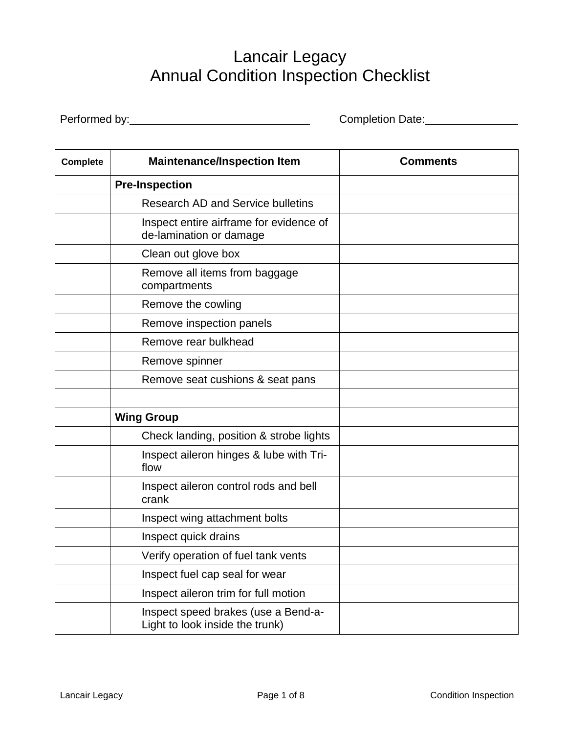# Lancair Legacy
# Annual Condition Inspection Checklist

Performed by:______________________________ Completion Date:_______________

| Complete | Maintenance/Inspection Item | Comments |
|---|---|---|
| | **Pre-Inspection** | |
| | Research AD and Service bulletins | |
| | Inspect entire airframe for evidence of de-lamination or damage | |
| | Clean out glove box | |
| | Remove all items from baggage compartments | |
| | Remove the cowling | |
| | Remove inspection panels | |
| | Remove rear bulkhead | |
| | Remove spinner | |
| | Remove seat cushions & seat pans | |
| | | |
| | **Wing Group** | |
| | Check landing, position & strobe lights | |
| | Inspect aileron hinges & lube with Tri-flow | |
| | Inspect aileron control rods and bell crank | |
| | Inspect wing attachment bolts | |
| | Inspect quick drains | |
| | Verify operation of fuel tank vents | |
| | Inspect fuel cap seal for wear | |
| | Inspect aileron trim for full motion | |
| | Inspect speed brakes (use a Bend-a-Light to look inside the trunk) | |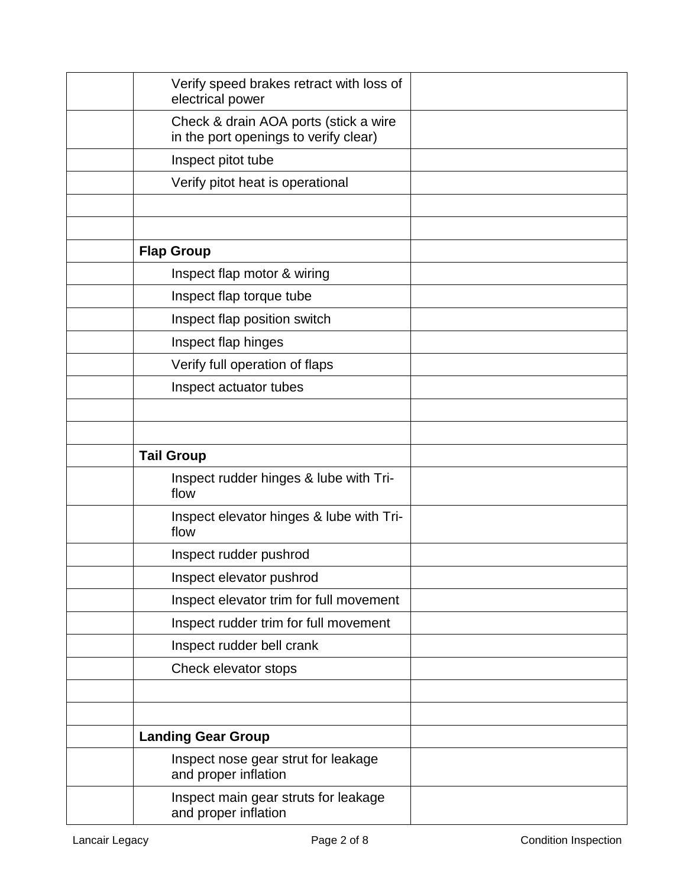| | | |
|---|---|---|
| | Verify speed brakes retract with loss of electrical power | |
| | Check & drain AOA ports (stick a wire in the port openings to verify clear) | |
| | Inspect pitot tube | |
| | Verify pitot heat is operational | |
| | | |
| | | |
| | **Flap Group** | |
| | Inspect flap motor & wiring | |
| | Inspect flap torque tube | |
| | Inspect flap position switch | |
| | Inspect flap hinges | |
| | Verify full operation of flaps | |
| | Inspect actuator tubes | |
| | | |
| | | |
| | **Tail Group** | |
| | Inspect rudder hinges & lube with Tri-flow | |
| | Inspect elevator hinges & lube with Tri-flow | |
| | Inspect rudder pushrod | |
| | Inspect elevator pushrod | |
| | Inspect elevator trim for full movement | |
| | Inspect rudder trim for full movement | |
| | Inspect rudder bell crank | |
| | Check elevator stops | |
| | | |
| | | |
| | **Landing Gear Group** | |
| | Inspect nose gear strut for leakage and proper inflation | |
| | Inspect main gear struts for leakage and proper inflation | |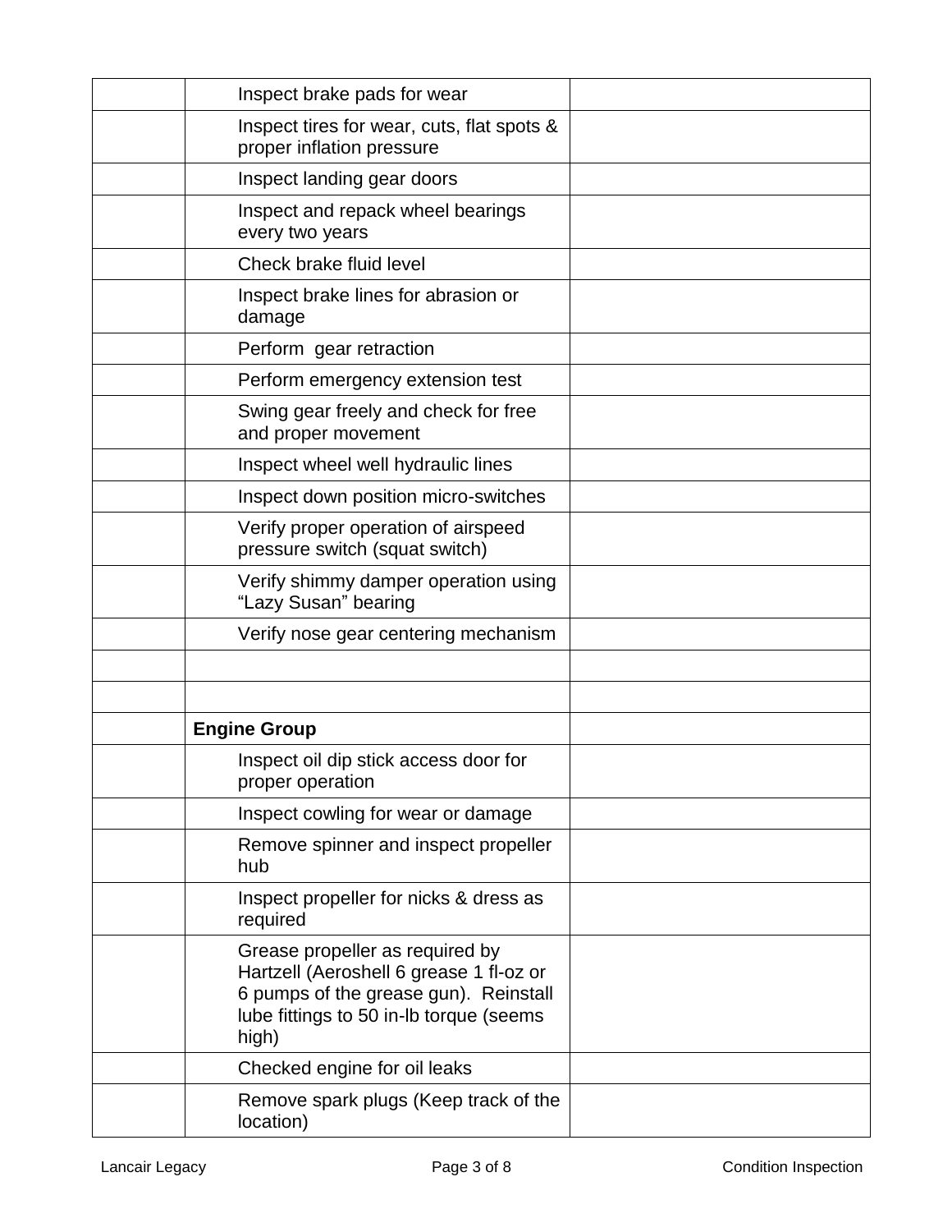| | | |
|---|---|---|
| | Inspect brake pads for wear | |
| | Inspect tires for wear, cuts, flat spots & proper inflation pressure | |
| | Inspect landing gear doors | |
| | Inspect and repack wheel bearings every two years | |
| | Check brake fluid level | |
| | Inspect brake lines for abrasion or damage | |
| | Perform  gear retraction | |
| | Perform emergency extension test | |
| | Swing gear freely and check for free and proper movement | |
| | Inspect wheel well hydraulic lines | |
| | Inspect down position micro-switches | |
| | Verify proper operation of airspeed pressure switch (squat switch) | |
| | Verify shimmy damper operation using “Lazy Susan” bearing | |
| | Verify nose gear centering mechanism | |
| | | |
| | | |
| | **Engine Group** | |
| | Inspect oil dip stick access door for proper operation | |
| | Inspect cowling for wear or damage | |
| | Remove spinner and inspect propeller hub | |
| | Inspect propeller for nicks & dress as required | |
| | Grease propeller as required by Hartzell (Aeroshell 6 grease 1 fl-oz or 6 pumps of the grease gun). Reinstall lube fittings to 50 in-lb torque (seems high) | |
| | Checked engine for oil leaks | |
| | Remove spark plugs (Keep track of the location) | |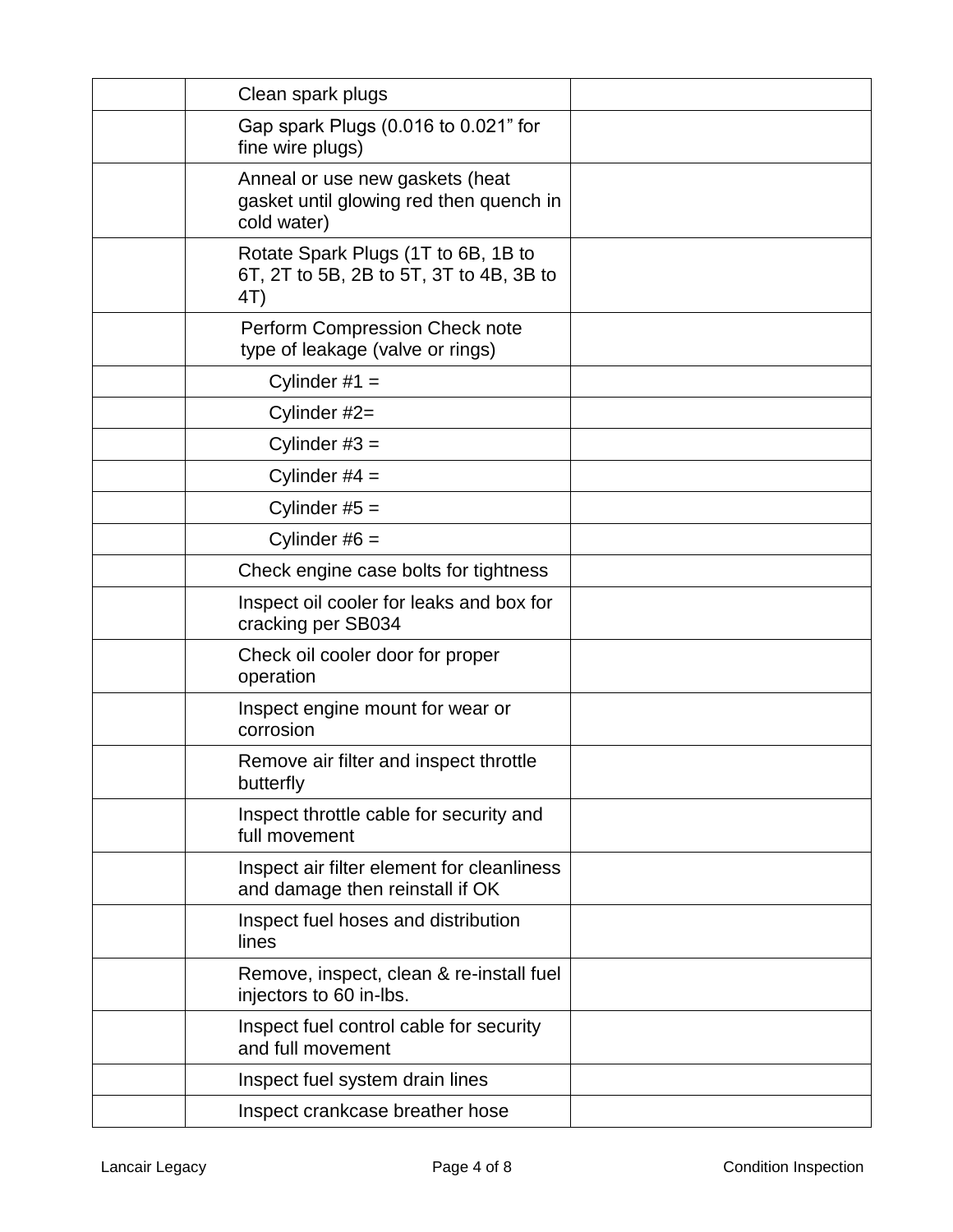| | | | |
|---|---|---|---|
| | | Clean spark plugs | |
| | | Gap spark Plugs (0.016 to 0.021” for fine wire plugs) | |
| | | Anneal or use new gaskets (heat gasket until glowing red then quench in cold water) | |
| | | Rotate Spark Plugs (1T to 6B, 1B to 6T, 2T to 5B, 2B to 5T, 3T to 4B, 3B to 4T) | |
| | | Perform Compression Check note type of leakage (valve or rings) | |
| | | Cylinder #1 = | |
| | | Cylinder #2= | |
| | | Cylinder #3 = | |
| | | Cylinder #4 = | |
| | | Cylinder #5 = | |
| | | Cylinder #6 = | |
| | | Check engine case bolts for tightness | |
| | | Inspect oil cooler for leaks and box for cracking per SB034 | |
| | | Check oil cooler door for proper operation | |
| | | Inspect engine mount for wear or corrosion | |
| | | Remove air filter and inspect throttle butterfly | |
| | | Inspect throttle cable for security and full movement | |
| | | Inspect air filter element for cleanliness and damage then reinstall if OK | |
| | | Inspect fuel hoses and distribution lines | |
| | | Remove, inspect, clean & re-install fuel injectors to 60 in-lbs. | |
| | | Inspect fuel control cable for security and full movement | |
| | | Inspect fuel system drain lines | |
| | | Inspect crankcase breather hose | |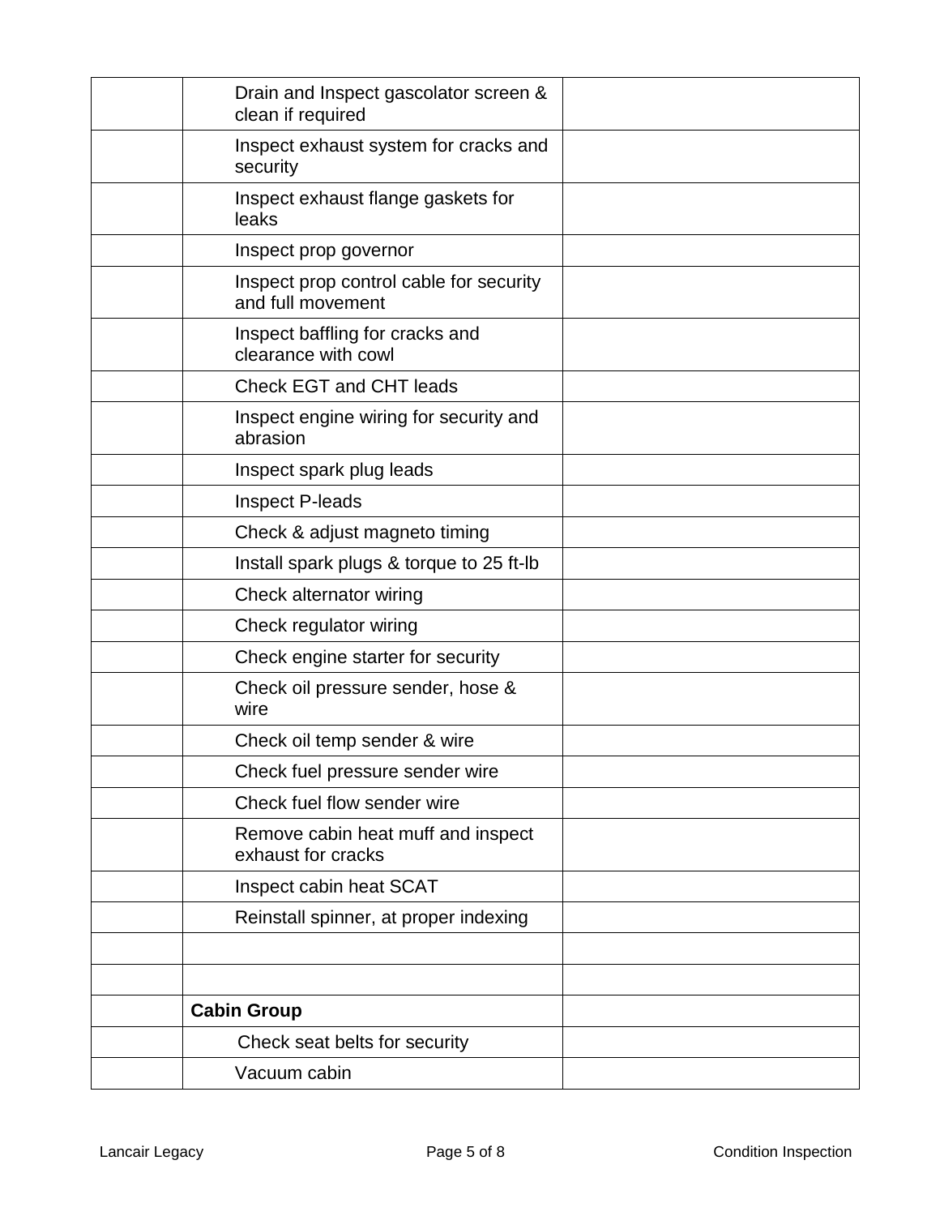| | | |
|---|---|---|
| | Drain and Inspect gascolator screen & clean if required | |
| | Inspect exhaust system for cracks and security | |
| | Inspect exhaust flange gaskets for leaks | |
| | Inspect prop governor | |
| | Inspect prop control cable for security and full movement | |
| | Inspect baffling for cracks and clearance with cowl | |
| | Check EGT and CHT leads | |
| | Inspect engine wiring for security and abrasion | |
| | Inspect spark plug leads | |
| | Inspect P-leads | |
| | Check & adjust magneto timing | |
| | Install spark plugs & torque to 25 ft-lb | |
| | Check alternator wiring | |
| | Check regulator wiring | |
| | Check engine starter for security | |
| | Check oil pressure sender, hose & wire | |
| | Check oil temp sender & wire | |
| | Check fuel pressure sender wire | |
| | Check fuel flow sender wire | |
| | Remove cabin heat muff and inspect exhaust for cracks | |
| | Inspect cabin heat SCAT | |
| | Reinstall spinner, at proper indexing | |
| | | |
| | | |
| | **Cabin Group** | |
| | Check seat belts for security | |
| | Vacuum cabin | |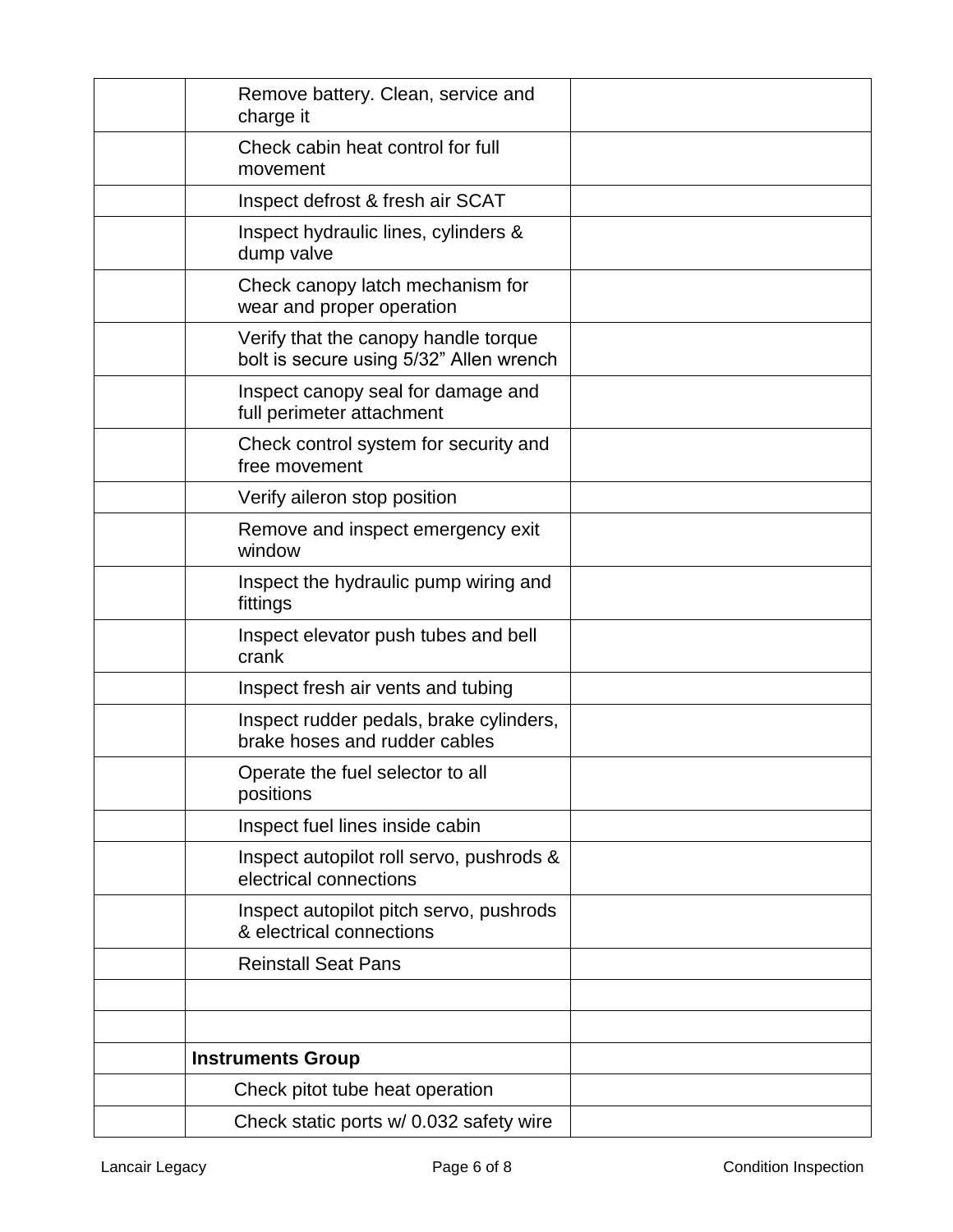| | | |
|---|---|---|
| | Remove battery. Clean, service and charge it | |
| | Check cabin heat control for full movement | |
| | Inspect defrost & fresh air SCAT | |
| | Inspect hydraulic lines, cylinders & dump valve | |
| | Check canopy latch mechanism for wear and proper operation | |
| | Verify that the canopy handle torque bolt is secure using 5/32" Allen wrench | |
| | Inspect canopy seal for damage and full perimeter attachment | |
| | Check control system for security and free movement | |
| | Verify aileron stop position | |
| | Remove and inspect emergency exit window | |
| | Inspect the hydraulic pump wiring and fittings | |
| | Inspect elevator push tubes and bell crank | |
| | Inspect fresh air vents and tubing | |
| | Inspect rudder pedals, brake cylinders, brake hoses and rudder cables | |
| | Operate the fuel selector to all positions | |
| | Inspect fuel lines inside cabin | |
| | Inspect autopilot roll servo, pushrods & electrical connections | |
| | Inspect autopilot pitch servo, pushrods & electrical connections | |
| | Reinstall Seat Pans | |
| | | |
| | | |
| | **Instruments Group** | |
| | Check pitot tube heat operation | |
| | Check static ports w/ 0.032 safety wire | |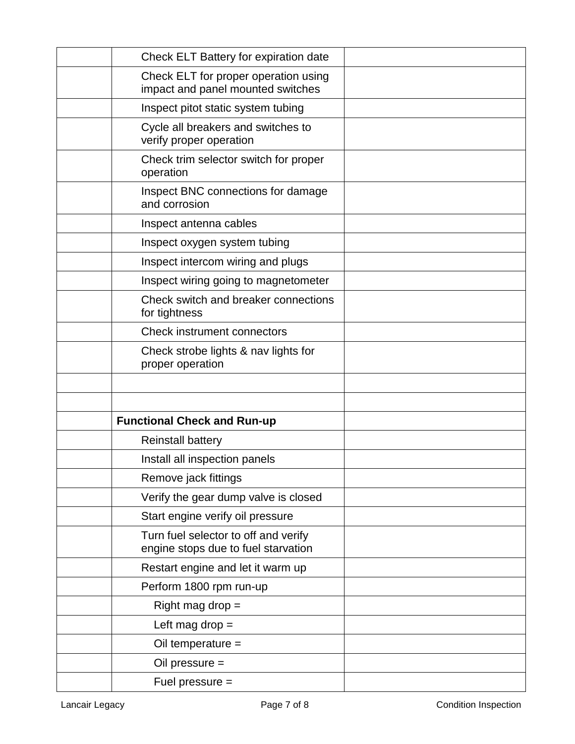| | | |
|---|---|---|
| | Check ELT Battery for expiration date | |
| | Check ELT for proper operation using impact and panel mounted switches | |
| | Inspect pitot static system tubing | |
| | Cycle all breakers and switches to verify proper operation | |
| | Check trim selector switch for proper operation | |
| | Inspect BNC connections for damage and corrosion | |
| | Inspect antenna cables | |
| | Inspect oxygen system tubing | |
| | Inspect intercom wiring and plugs | |
| | Inspect wiring going to magnetometer | |
| | Check switch and breaker connections for tightness | |
| | Check instrument connectors | |
| | Check strobe lights & nav lights for proper operation | |
| | | |
| | | |
| | **Functional Check and Run-up** | |
| | Reinstall battery | |
| | Install all inspection panels | |
| | Remove jack fittings | |
| | Verify the gear dump valve is closed | |
| | Start engine verify oil pressure | |
| | Turn fuel selector to off and verify engine stops due to fuel starvation | |
| | Restart engine and let it warm up | |
| | Perform 1800 rpm run-up | |
| | Right mag drop = | |
| | Left mag drop = | |
| | Oil temperature = | |
| | Oil pressure = | |
| | Fuel pressure = | |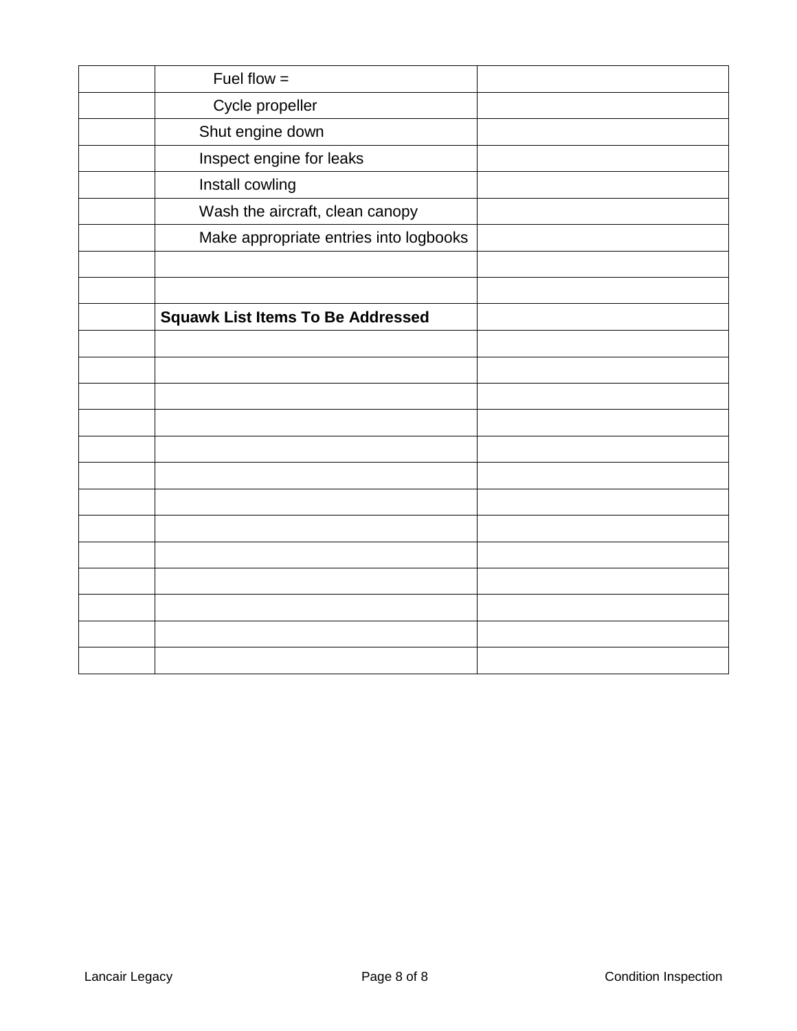| | | |
|---|---|---|
| | Fuel flow = | |
| | Cycle propeller | |
| | Shut engine down | |
| | Inspect engine for leaks | |
| | Install cowling | |
| | Wash the aircraft, clean canopy | |
| | Make appropriate entries into logbooks | |
| | | |
| | | |
| | **Squawk List Items To Be Addressed** | |
| | | |
| | | |
| | | |
| | | |
| | | |
| | | |
| | | |
| | | |
| | | |
| | | |
| | | |
| | | |
| | | |